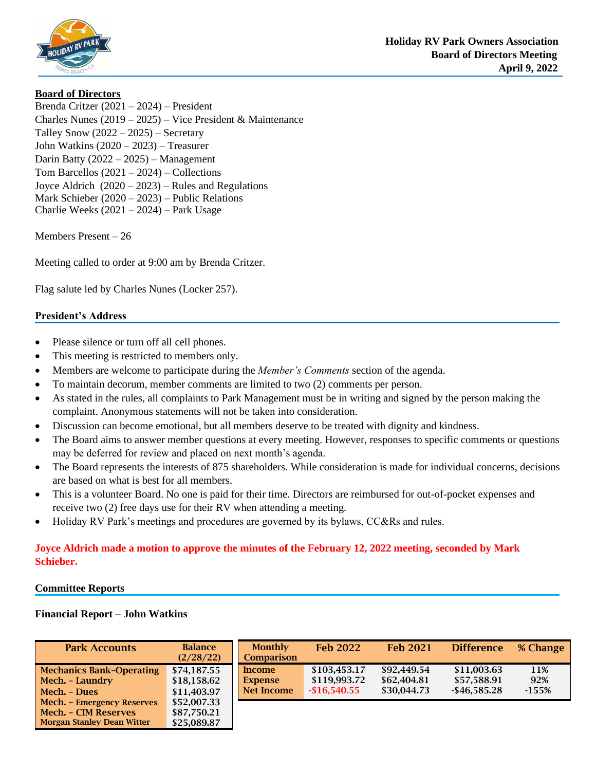**Holiday RV Park Owners Association**
**Board of Directors Meeting**
**April 9, 2022**

**Board of Directors**

Brenda Critzer (2021 – 2024) – President
Charles Nunes (2019 – 2025) – Vice President & Maintenance
Talley Snow (2022 – 2025) – Secretary
John Watkins (2020 – 2023) – Treasurer
Darin Batty (2022 – 2025) – Management
Tom Barcellos (2021 – 2024) – Collections
Joyce Aldrich (2020 – 2023) – Rules and Regulations
Mark Schieber (2020 – 2023) – Public Relations
Charlie Weeks (2021 – 2024) – Park Usage

Members Present – 26

Meeting called to order at 9:00 am by Brenda Critzer.

Flag salute led by Charles Nunes (Locker 257).

## President's Address

- Please silence or turn off all cell phones.
- This meeting is restricted to members only.
- Members are welcome to participate during the *Member's Comments* section of the agenda.
- To maintain decorum, member comments are limited to two (2) comments per person.
- As stated in the rules, all complaints to Park Management must be in writing and signed by the person making the complaint. Anonymous statements will not be taken into consideration.
- Discussion can become emotional, but all members deserve to be treated with dignity and kindness.
- The Board aims to answer member questions at every meeting. However, responses to specific comments or questions may be deferred for review and placed on next month's agenda.
- The Board represents the interests of 875 shareholders. While consideration is made for individual concerns, decisions are based on what is best for all members.
- This is a volunteer Board. No one is paid for their time. Directors are reimbursed for out-of-pocket expenses and receive two (2) free days use for their RV when attending a meeting.
- Holiday RV Park's meetings and procedures are governed by its bylaws, CC&Rs and rules.

**Joyce Aldrich made a motion to approve the minutes of the February 12, 2022 meeting, seconded by Mark Schieber.**

## Committee Reports

### Financial Report – John Watkins

| Park Accounts | Balance (2/28/22) |
|---|---|
| Mechanics Bank–Operating | $74,187.55 |
| Mech. – Laundry | $18,158.62 |
| Mech. – Dues | $11,403.97 |
| Mech. – Emergency Reserves | $52,007.33 |
| Mech. – CIM Reserves | $87,750.21 |
| Morgan Stanley Dean Witter | $25,089.87 |

| Monthly Comparison | Feb 2022 | Feb 2021 | Difference | % Change |
|---|---|---|---|---|
| Income | $103,453.17 | $92,449.54 | $11,003.63 | 11% |
| Expense | $119,993.72 | $62,404.81 | $57,588.91 | 92% |
| Net Income | -$16,540.55 | $30,044.73 | -$46,585.28 | -155% |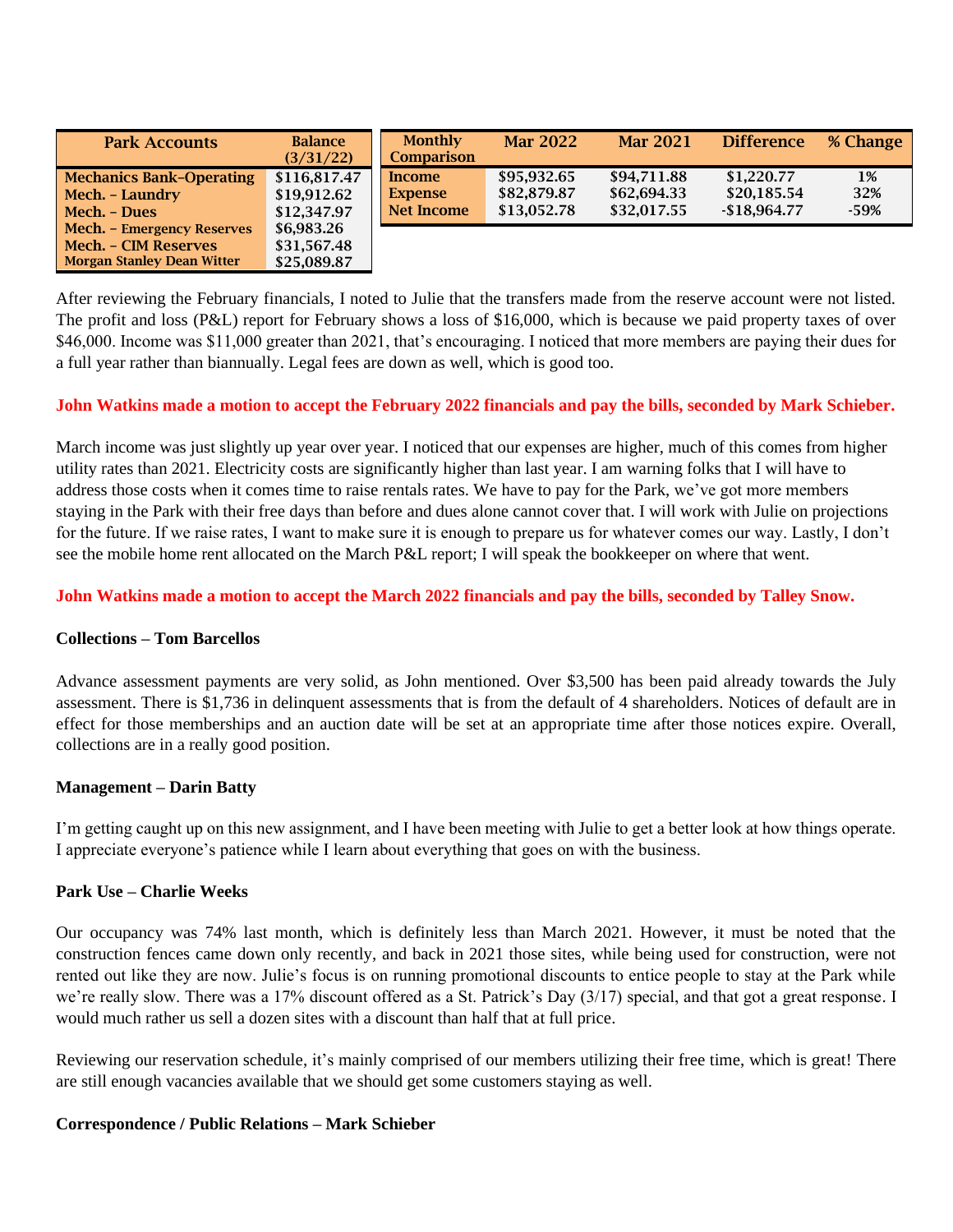| Park Accounts | Balance (3/31/22) |
|---|---|
| Mechanics Bank–Operating | $116,817.47 |
| Mech. – Laundry | $19,912.62 |
| Mech. – Dues | $12,347.97 |
| Mech. – Emergency Reserves | $6,983.26 |
| Mech. – CIM Reserves | $31,567.48 |
| Morgan Stanley Dean Witter | $25,089.87 |

| Monthly Comparison | Mar 2022 | Mar 2021 | Difference | % Change |
|---|---|---|---|---|
| Income | $95,932.65 | $94,711.88 | $1,220.77 | 1% |
| Expense | $82,879.87 | $62,694.33 | $20,185.54 | 32% |
| Net Income | $13,052.78 | $32,017.55 | -$18,964.77 | -59% |

After reviewing the February financials, I noted to Julie that the transfers made from the reserve account were not listed. The profit and loss (P&L) report for February shows a loss of $16,000, which is because we paid property taxes of over $46,000. Income was $11,000 greater than 2021, that's encouraging. I noticed that more members are paying their dues for a full year rather than biannually. Legal fees are down as well, which is good too.

**John Watkins made a motion to accept the February 2022 financials and pay the bills, seconded by Mark Schieber.**

March income was just slightly up year over year. I noticed that our expenses are higher, much of this comes from higher utility rates than 2021. Electricity costs are significantly higher than last year. I am warning folks that I will have to address those costs when it comes time to raise rentals rates. We have to pay for the Park, we've got more members staying in the Park with their free days than before and dues alone cannot cover that. I will work with Julie on projections for the future. If we raise rates, I want to make sure it is enough to prepare us for whatever comes our way. Lastly, I don't see the mobile home rent allocated on the March P&L report; I will speak the bookkeeper on where that went.

**John Watkins made a motion to accept the March 2022 financials and pay the bills, seconded by Talley Snow.**

### Collections – Tom Barcellos

Advance assessment payments are very solid, as John mentioned. Over $3,500 has been paid already towards the July assessment. There is $1,736 in delinquent assessments that is from the default of 4 shareholders. Notices of default are in effect for those memberships and an auction date will be set at an appropriate time after those notices expire. Overall, collections are in a really good position.

### Management – Darin Batty

I'm getting caught up on this new assignment, and I have been meeting with Julie to get a better look at how things operate. I appreciate everyone's patience while I learn about everything that goes on with the business.

### Park Use – Charlie Weeks

Our occupancy was 74% last month, which is definitely less than March 2021. However, it must be noted that the construction fences came down only recently, and back in 2021 those sites, while being used for construction, were not rented out like they are now. Julie's focus is on running promotional discounts to entice people to stay at the Park while we're really slow. There was a 17% discount offered as a St. Patrick's Day (3/17) special, and that got a great response. I would much rather us sell a dozen sites with a discount than half that at full price.

Reviewing our reservation schedule, it's mainly comprised of our members utilizing their free time, which is great! There are still enough vacancies available that we should get some customers staying as well.

### Correspondence / Public Relations – Mark Schieber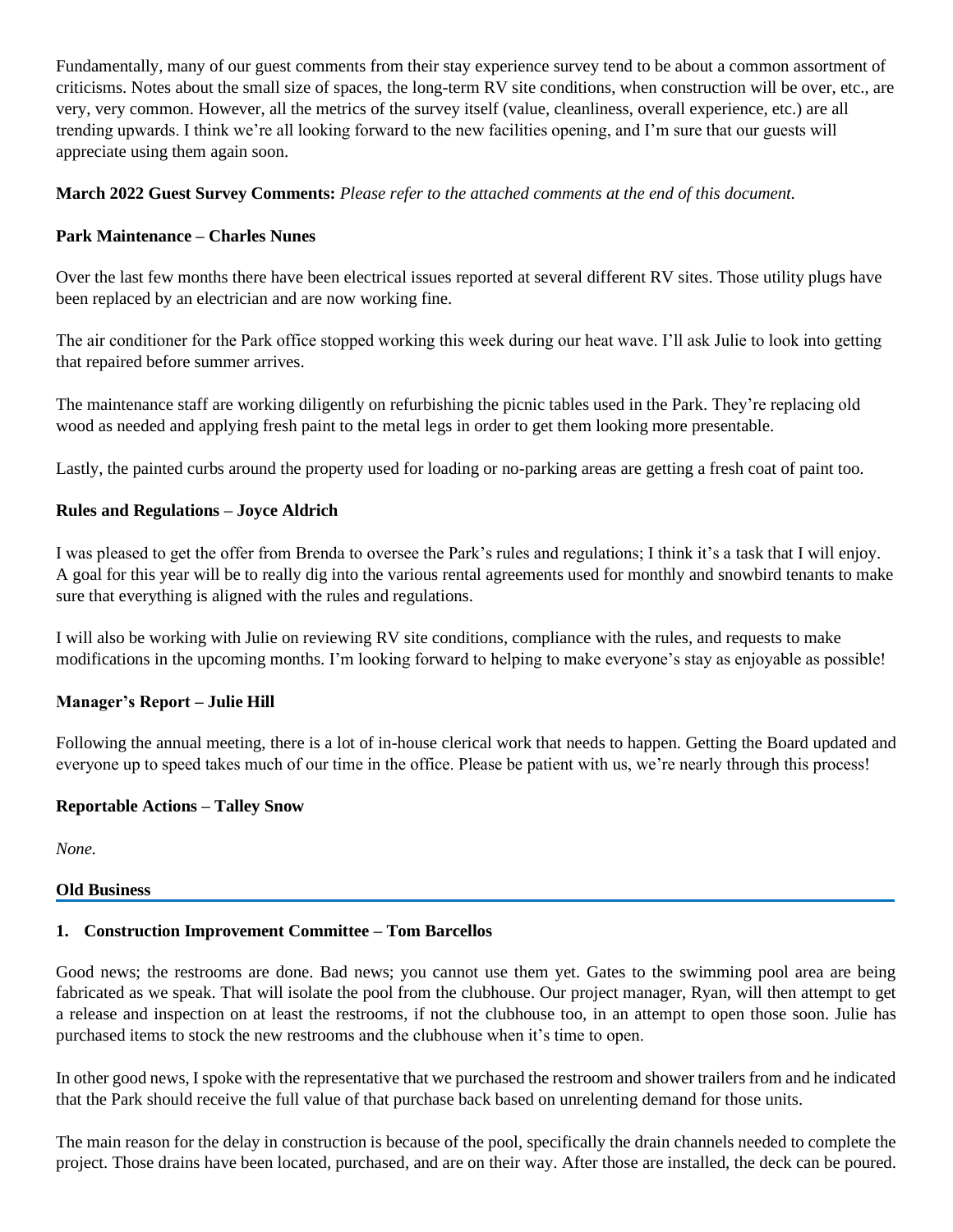Fundamentally, many of our guest comments from their stay experience survey tend to be about a common assortment of criticisms. Notes about the small size of spaces, the long-term RV site conditions, when construction will be over, etc., are very, very common. However, all the metrics of the survey itself (value, cleanliness, overall experience, etc.) are all trending upwards. I think we're all looking forward to the new facilities opening, and I'm sure that our guests will appreciate using them again soon.

**March 2022 Guest Survey Comments:** *Please refer to the attached comments at the end of this document.*

**Park Maintenance – Charles Nunes**

Over the last few months there have been electrical issues reported at several different RV sites. Those utility plugs have been replaced by an electrician and are now working fine.

The air conditioner for the Park office stopped working this week during our heat wave. I'll ask Julie to look into getting that repaired before summer arrives.

The maintenance staff are working diligently on refurbishing the picnic tables used in the Park. They're replacing old wood as needed and applying fresh paint to the metal legs in order to get them looking more presentable.

Lastly, the painted curbs around the property used for loading or no-parking areas are getting a fresh coat of paint too.

**Rules and Regulations – Joyce Aldrich**

I was pleased to get the offer from Brenda to oversee the Park's rules and regulations; I think it's a task that I will enjoy. A goal for this year will be to really dig into the various rental agreements used for monthly and snowbird tenants to make sure that everything is aligned with the rules and regulations.

I will also be working with Julie on reviewing RV site conditions, compliance with the rules, and requests to make modifications in the upcoming months. I'm looking forward to helping to make everyone's stay as enjoyable as possible!

**Manager's Report – Julie Hill**

Following the annual meeting, there is a lot of in-house clerical work that needs to happen. Getting the Board updated and everyone up to speed takes much of our time in the office. Please be patient with us, we're nearly through this process!

**Reportable Actions – Talley Snow**

*None.*

## Old Business

**1. Construction Improvement Committee – Tom Barcellos**

Good news; the restrooms are done. Bad news; you cannot use them yet. Gates to the swimming pool area are being fabricated as we speak. That will isolate the pool from the clubhouse. Our project manager, Ryan, will then attempt to get a release and inspection on at least the restrooms, if not the clubhouse too, in an attempt to open those soon. Julie has purchased items to stock the new restrooms and the clubhouse when it's time to open.

In other good news, I spoke with the representative that we purchased the restroom and shower trailers from and he indicated that the Park should receive the full value of that purchase back based on unrelenting demand for those units.

The main reason for the delay in construction is because of the pool, specifically the drain channels needed to complete the project. Those drains have been located, purchased, and are on their way. After those are installed, the deck can be poured.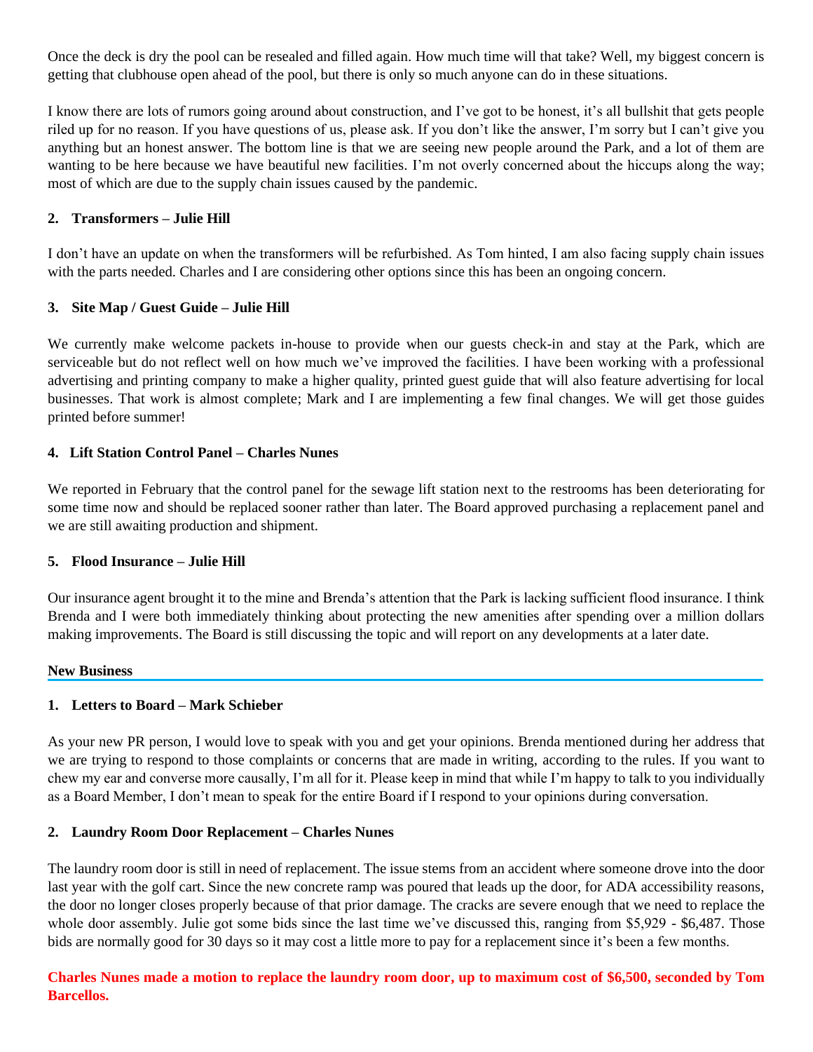Once the deck is dry the pool can be resealed and filled again. How much time will that take? Well, my biggest concern is getting that clubhouse open ahead of the pool, but there is only so much anyone can do in these situations.

I know there are lots of rumors going around about construction, and I've got to be honest, it's all bullshit that gets people riled up for no reason. If you have questions of us, please ask. If you don't like the answer, I'm sorry but I can't give you anything but an honest answer. The bottom line is that we are seeing new people around the Park, and a lot of them are wanting to be here because we have beautiful new facilities. I'm not overly concerned about the hiccups along the way; most of which are due to the supply chain issues caused by the pandemic.

**2. Transformers – Julie Hill**

I don't have an update on when the transformers will be refurbished. As Tom hinted, I am also facing supply chain issues with the parts needed. Charles and I are considering other options since this has been an ongoing concern.

**3. Site Map / Guest Guide – Julie Hill**

We currently make welcome packets in-house to provide when our guests check-in and stay at the Park, which are serviceable but do not reflect well on how much we've improved the facilities. I have been working with a professional advertising and printing company to make a higher quality, printed guest guide that will also feature advertising for local businesses. That work is almost complete; Mark and I are implementing a few final changes. We will get those guides printed before summer!

**4. Lift Station Control Panel – Charles Nunes**

We reported in February that the control panel for the sewage lift station next to the restrooms has been deteriorating for some time now and should be replaced sooner rather than later. The Board approved purchasing a replacement panel and we are still awaiting production and shipment.

**5. Flood Insurance – Julie Hill**

Our insurance agent brought it to the mine and Brenda's attention that the Park is lacking sufficient flood insurance. I think Brenda and I were both immediately thinking about protecting the new amenities after spending over a million dollars making improvements. The Board is still discussing the topic and will report on any developments at a later date.

## New Business

**1. Letters to Board – Mark Schieber**

As your new PR person, I would love to speak with you and get your opinions. Brenda mentioned during her address that we are trying to respond to those complaints or concerns that are made in writing, according to the rules. If you want to chew my ear and converse more causally, I'm all for it. Please keep in mind that while I'm happy to talk to you individually as a Board Member, I don't mean to speak for the entire Board if I respond to your opinions during conversation.

**2. Laundry Room Door Replacement – Charles Nunes**

The laundry room door is still in need of replacement. The issue stems from an accident where someone drove into the door last year with the golf cart. Since the new concrete ramp was poured that leads up the door, for ADA accessibility reasons, the door no longer closes properly because of that prior damage. The cracks are severe enough that we need to replace the whole door assembly. Julie got some bids since the last time we've discussed this, ranging from $5,929 - $6,487. Those bids are normally good for 30 days so it may cost a little more to pay for a replacement since it's been a few months.

**Charles Nunes made a motion to replace the laundry room door, up to maximum cost of $6,500, seconded by Tom Barcellos.**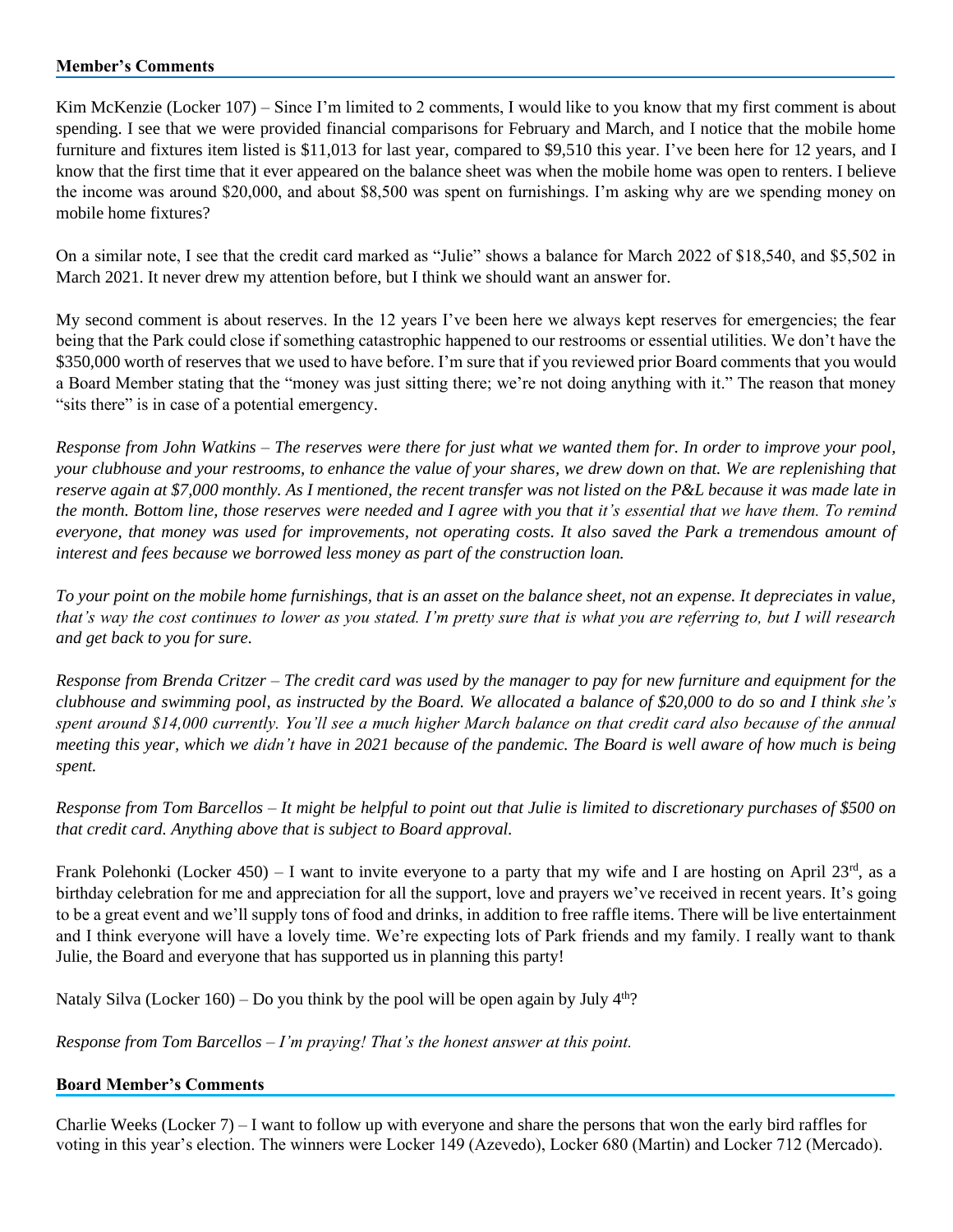## **Member's Comments**

Kim McKenzie (Locker 107) – Since I'm limited to 2 comments, I would like to you know that my first comment is about spending. I see that we were provided financial comparisons for February and March, and I notice that the mobile home furniture and fixtures item listed is $11,013 for last year, compared to $9,510 this year. I've been here for 12 years, and I know that the first time that it ever appeared on the balance sheet was when the mobile home was open to renters. I believe the income was around $20,000, and about $8,500 was spent on furnishings. I'm asking why are we spending money on mobile home fixtures?

On a similar note, I see that the credit card marked as "Julie" shows a balance for March 2022 of $18,540, and $5,502 in March 2021. It never drew my attention before, but I think we should want an answer for.

My second comment is about reserves. In the 12 years I've been here we always kept reserves for emergencies; the fear being that the Park could close if something catastrophic happened to our restrooms or essential utilities. We don't have the $350,000 worth of reserves that we used to have before. I'm sure that if you reviewed prior Board comments that you would a Board Member stating that the "money was just sitting there; we're not doing anything with it." The reason that money "sits there" is in case of a potential emergency.

*Response from John Watkins – The reserves were there for just what we wanted them for. In order to improve your pool, your clubhouse and your restrooms, to enhance the value of your shares, we drew down on that. We are replenishing that reserve again at $7,000 monthly. As I mentioned, the recent transfer was not listed on the P&L because it was made late in the month. Bottom line, those reserves were needed and I agree with you that it's essential that we have them. To remind everyone, that money was used for improvements, not operating costs. It also saved the Park a tremendous amount of interest and fees because we borrowed less money as part of the construction loan.*

*To your point on the mobile home furnishings, that is an asset on the balance sheet, not an expense. It depreciates in value, that's way the cost continues to lower as you stated. I'm pretty sure that is what you are referring to, but I will research and get back to you for sure.*

*Response from Brenda Critzer – The credit card was used by the manager to pay for new furniture and equipment for the clubhouse and swimming pool, as instructed by the Board. We allocated a balance of $20,000 to do so and I think she's spent around $14,000 currently. You'll see a much higher March balance on that credit card also because of the annual meeting this year, which we didn't have in 2021 because of the pandemic. The Board is well aware of how much is being spent.*

*Response from Tom Barcellos – It might be helpful to point out that Julie is limited to discretionary purchases of $500 on that credit card. Anything above that is subject to Board approval.*

Frank Polehonki (Locker 450) – I want to invite everyone to a party that my wife and I are hosting on April 23rd, as a birthday celebration for me and appreciation for all the support, love and prayers we've received in recent years. It's going to be a great event and we'll supply tons of food and drinks, in addition to free raffle items. There will be live entertainment and I think everyone will have a lovely time. We're expecting lots of Park friends and my family. I really want to thank Julie, the Board and everyone that has supported us in planning this party!

Nataly Silva (Locker 160) – Do you think by the pool will be open again by July 4th?

*Response from Tom Barcellos – I'm praying! That's the honest answer at this point.*

## **Board Member's Comments**

Charlie Weeks (Locker 7) – I want to follow up with everyone and share the persons that won the early bird raffles for voting in this year's election. The winners were Locker 149 (Azevedo), Locker 680 (Martin) and Locker 712 (Mercado).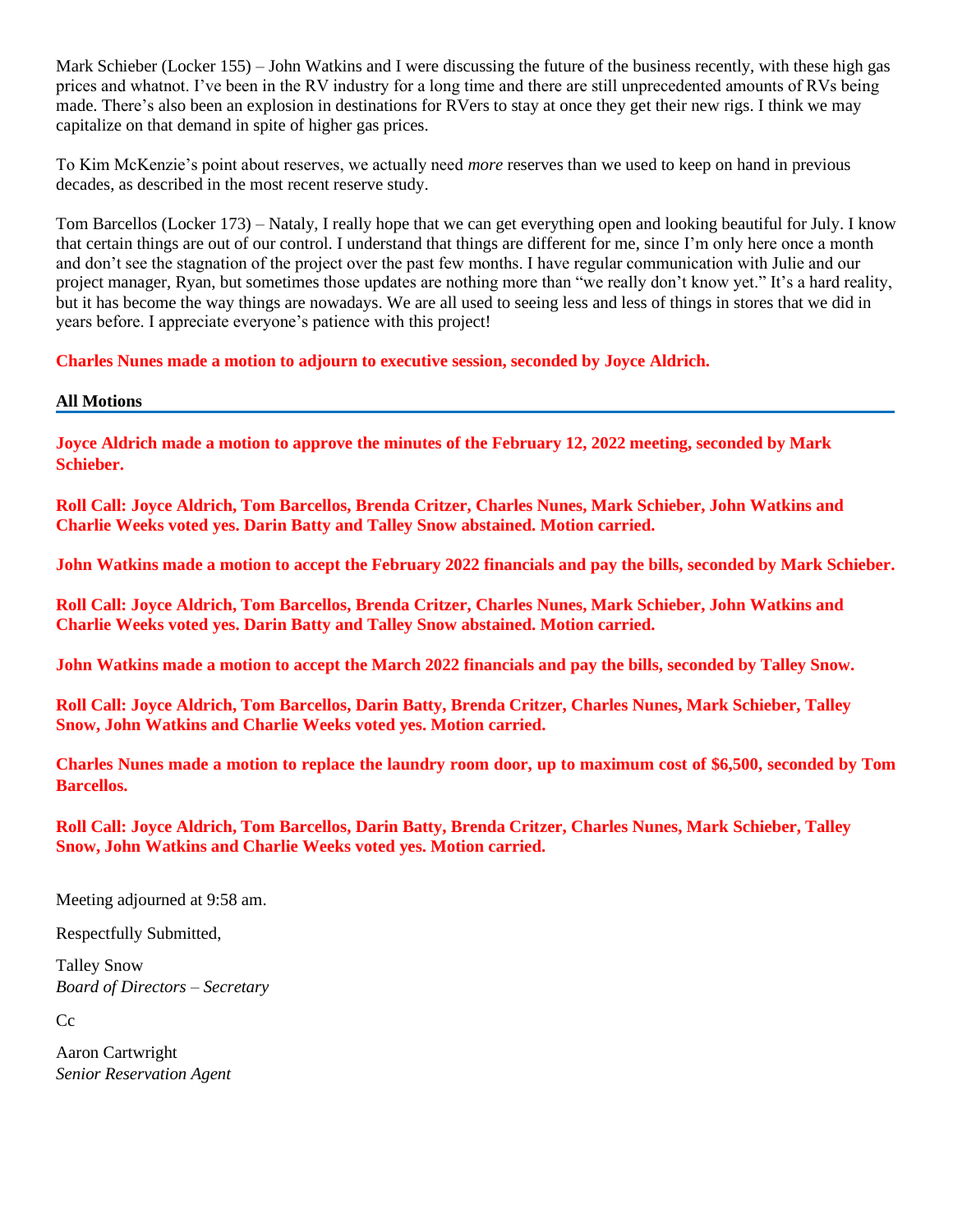Mark Schieber (Locker 155) – John Watkins and I were discussing the future of the business recently, with these high gas prices and whatnot. I've been in the RV industry for a long time and there are still unprecedented amounts of RVs being made. There's also been an explosion in destinations for RVers to stay at once they get their new rigs. I think we may capitalize on that demand in spite of higher gas prices.

To Kim McKenzie's point about reserves, we actually need *more* reserves than we used to keep on hand in previous decades, as described in the most recent reserve study.

Tom Barcellos (Locker 173) – Nataly, I really hope that we can get everything open and looking beautiful for July. I know that certain things are out of our control. I understand that things are different for me, since I'm only here once a month and don't see the stagnation of the project over the past few months. I have regular communication with Julie and our project manager, Ryan, but sometimes those updates are nothing more than "we really don't know yet." It's a hard reality, but it has become the way things are nowadays. We are all used to seeing less and less of things in stores that we did in years before. I appreciate everyone's patience with this project!

**Charles Nunes made a motion to adjourn to executive session, seconded by Joyce Aldrich.**

## All Motions

**Joyce Aldrich made a motion to approve the minutes of the February 12, 2022 meeting, seconded by Mark Schieber.**

**Roll Call: Joyce Aldrich, Tom Barcellos, Brenda Critzer, Charles Nunes, Mark Schieber, John Watkins and Charlie Weeks voted yes. Darin Batty and Talley Snow abstained. Motion carried.**

**John Watkins made a motion to accept the February 2022 financials and pay the bills, seconded by Mark Schieber.**

**Roll Call: Joyce Aldrich, Tom Barcellos, Brenda Critzer, Charles Nunes, Mark Schieber, John Watkins and Charlie Weeks voted yes. Darin Batty and Talley Snow abstained. Motion carried.**

**John Watkins made a motion to accept the March 2022 financials and pay the bills, seconded by Talley Snow.**

**Roll Call: Joyce Aldrich, Tom Barcellos, Darin Batty, Brenda Critzer, Charles Nunes, Mark Schieber, Talley Snow, John Watkins and Charlie Weeks voted yes. Motion carried.**

**Charles Nunes made a motion to replace the laundry room door, up to maximum cost of $6,500, seconded by Tom Barcellos.**

**Roll Call: Joyce Aldrich, Tom Barcellos, Darin Batty, Brenda Critzer, Charles Nunes, Mark Schieber, Talley Snow, John Watkins and Charlie Weeks voted yes. Motion carried.**

Meeting adjourned at 9:58 am.

Respectfully Submitted,

Talley Snow
*Board of Directors – Secretary*

Cc

Aaron Cartwright
*Senior Reservation Agent*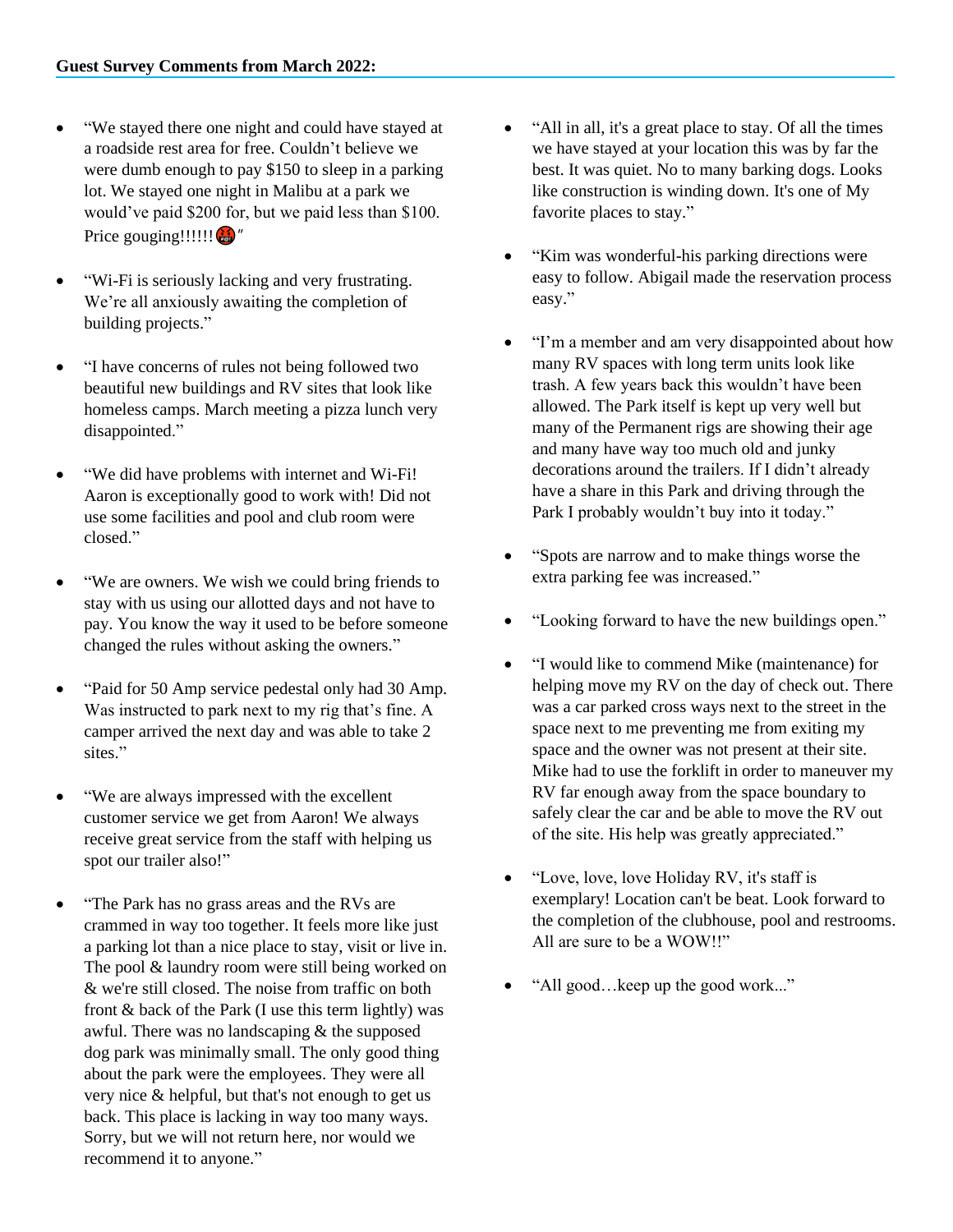**Guest Survey Comments from March 2022:**

- "We stayed there one night and could have stayed at a roadside rest area for free. Couldn't believe we were dumb enough to pay $150 to sleep in a parking lot. We stayed one night in Malibu at a park we would've paid $200 for, but we paid less than $100. Price gouging!!!!!! 🤬"
- "Wi-Fi is seriously lacking and very frustrating. We're all anxiously awaiting the completion of building projects."
- "I have concerns of rules not being followed two beautiful new buildings and RV sites that look like homeless camps. March meeting a pizza lunch very disappointed."
- "We did have problems with internet and Wi-Fi! Aaron is exceptionally good to work with! Did not use some facilities and pool and club room were closed."
- "We are owners. We wish we could bring friends to stay with us using our allotted days and not have to pay. You know the way it used to be before someone changed the rules without asking the owners."
- "Paid for 50 Amp service pedestal only had 30 Amp. Was instructed to park next to my rig that's fine. A camper arrived the next day and was able to take 2 sites."
- "We are always impressed with the excellent customer service we get from Aaron! We always receive great service from the staff with helping us spot our trailer also!"
- "The Park has no grass areas and the RVs are crammed in way too together. It feels more like just a parking lot than a nice place to stay, visit or live in. The pool & laundry room were still being worked on & we're still closed. The noise from traffic on both front & back of the Park (I use this term lightly) was awful. There was no landscaping & the supposed dog park was minimally small. The only good thing about the park were the employees. They were all very nice & helpful, but that's not enough to get us back. This place is lacking in way too many ways. Sorry, but we will not return here, nor would we recommend it to anyone."
- "All in all, it's a great place to stay. Of all the times we have stayed at your location this was by far the best. It was quiet. No to many barking dogs. Looks like construction is winding down. It's one of My favorite places to stay."
- "Kim was wonderful-his parking directions were easy to follow. Abigail made the reservation process easy."
- "I'm a member and am very disappointed about how many RV spaces with long term units look like trash. A few years back this wouldn't have been allowed. The Park itself is kept up very well but many of the Permanent rigs are showing their age and many have way too much old and junky decorations around the trailers. If I didn't already have a share in this Park and driving through the Park I probably wouldn't buy into it today."
- "Spots are narrow and to make things worse the extra parking fee was increased."
- "Looking forward to have the new buildings open."
- "I would like to commend Mike (maintenance) for helping move my RV on the day of check out. There was a car parked cross ways next to the street in the space next to me preventing me from exiting my space and the owner was not present at their site. Mike had to use the forklift in order to maneuver my RV far enough away from the space boundary to safely clear the car and be able to move the RV out of the site. His help was greatly appreciated."
- "Love, love, love Holiday RV, it's staff is exemplary! Location can't be beat. Look forward to the completion of the clubhouse, pool and restrooms. All are sure to be a WOW!!"
- "All good…keep up the good work..."